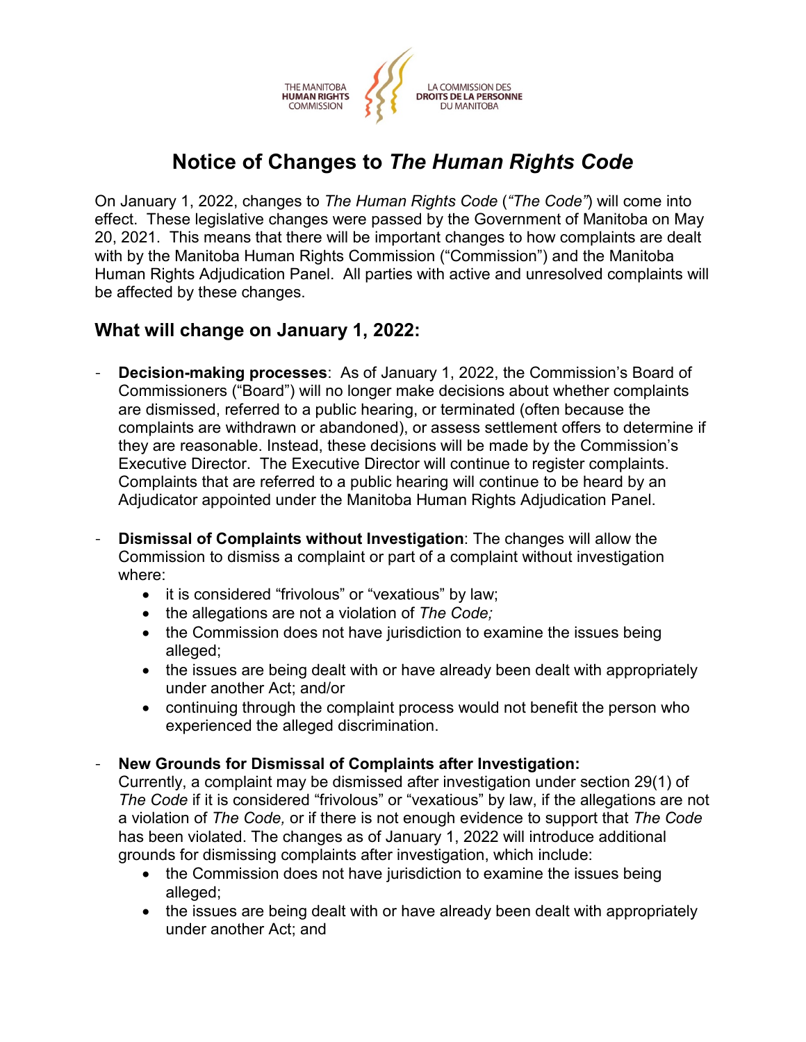THE MANITOBA **HUMAN RIGHTS** COMMISSION | LA COMMISSION DES **DROITS DE LA PERSONNE** DU MANITOBA

# Notice of Changes to *The Human Rights Code*

On January 1, 2022, changes to *The Human Rights Code* (*"The Code"*) will come into effect. These legislative changes were passed by the Government of Manitoba on May 20, 2021. This means that there will be important changes to how complaints are dealt with by the Manitoba Human Rights Commission ("Commission") and the Manitoba Human Rights Adjudication Panel. All parties with active and unresolved complaints will be affected by these changes.

## What will change on January 1, 2022:

- **Decision-making processes**: As of January 1, 2022, the Commission's Board of Commissioners ("Board") will no longer make decisions about whether complaints are dismissed, referred to a public hearing, or terminated (often because the complaints are withdrawn or abandoned), or assess settlement offers to determine if they are reasonable. Instead, these decisions will be made by the Commission's Executive Director. The Executive Director will continue to register complaints. Complaints that are referred to a public hearing will continue to be heard by an Adjudicator appointed under the Manitoba Human Rights Adjudication Panel.

- **Dismissal of Complaints without Investigation**: The changes will allow the Commission to dismiss a complaint or part of a complaint without investigation where:
  - it is considered "frivolous" or "vexatious" by law;
  - the allegations are not a violation of *The Code;*
  - the Commission does not have jurisdiction to examine the issues being alleged;
  - the issues are being dealt with or have already been dealt with appropriately under another Act; and/or
  - continuing through the complaint process would not benefit the person who experienced the alleged discrimination.

- **New Grounds for Dismissal of Complaints after Investigation:** Currently, a complaint may be dismissed after investigation under section 29(1) of *The Code* if it is considered "frivolous" or "vexatious" by law, if the allegations are not a violation of *The Code,* or if there is not enough evidence to support that *The Code* has been violated. The changes as of January 1, 2022 will introduce additional grounds for dismissing complaints after investigation, which include:
  - the Commission does not have jurisdiction to examine the issues being alleged;
  - the issues are being dealt with or have already been dealt with appropriately under another Act; and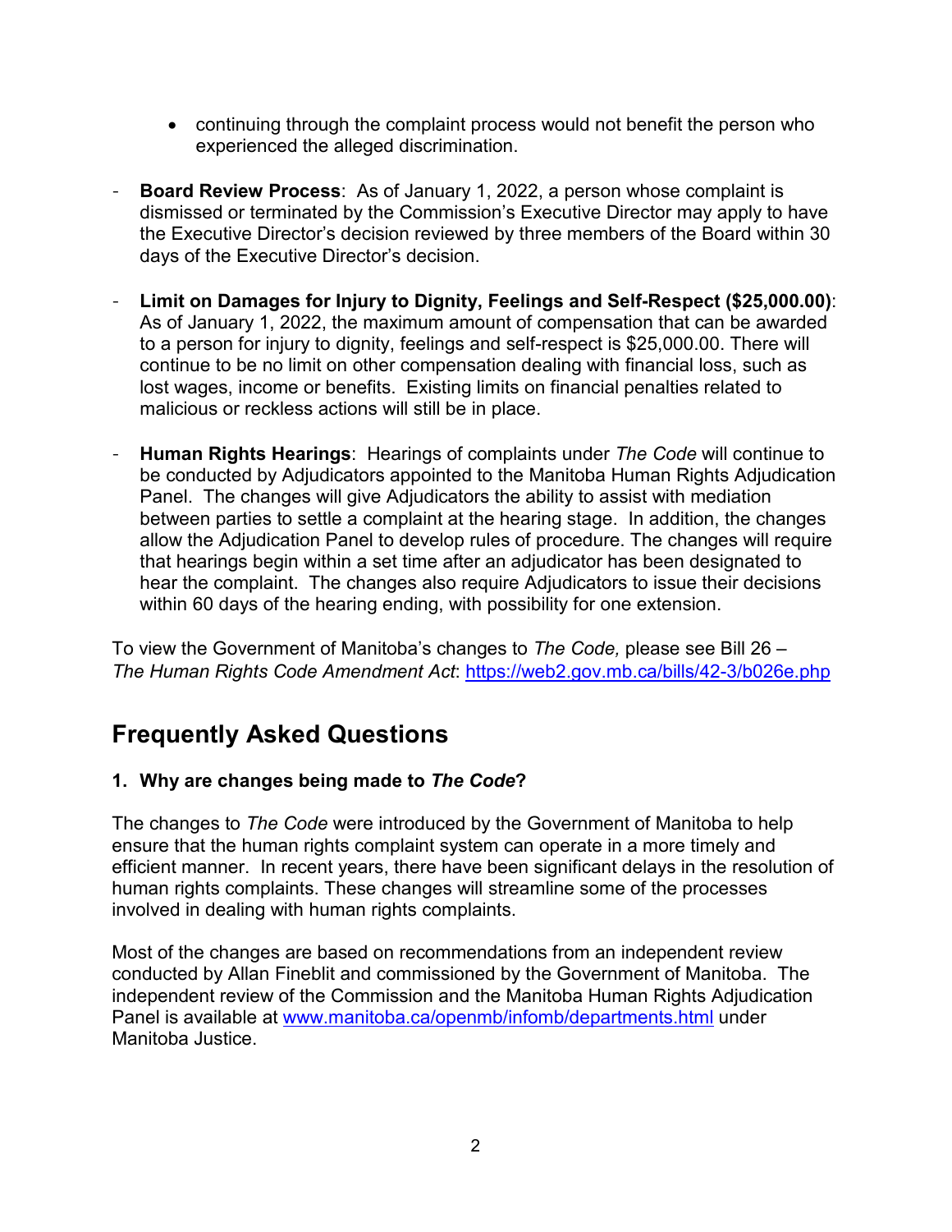- continuing through the complaint process would not benefit the person who experienced the alleged discrimination.

- **Board Review Process**: As of January 1, 2022, a person whose complaint is dismissed or terminated by the Commission's Executive Director may apply to have the Executive Director's decision reviewed by three members of the Board within 30 days of the Executive Director's decision.

- **Limit on Damages for Injury to Dignity, Feelings and Self-Respect ($25,000.00)**: As of January 1, 2022, the maximum amount of compensation that can be awarded to a person for injury to dignity, feelings and self-respect is $25,000.00. There will continue to be no limit on other compensation dealing with financial loss, such as lost wages, income or benefits. Existing limits on financial penalties related to malicious or reckless actions will still be in place.

- **Human Rights Hearings**: Hearings of complaints under *The Code* will continue to be conducted by Adjudicators appointed to the Manitoba Human Rights Adjudication Panel. The changes will give Adjudicators the ability to assist with mediation between parties to settle a complaint at the hearing stage. In addition, the changes allow the Adjudication Panel to develop rules of procedure. The changes will require that hearings begin within a set time after an adjudicator has been designated to hear the complaint. The changes also require Adjudicators to issue their decisions within 60 days of the hearing ending, with possibility for one extension.

To view the Government of Manitoba's changes to *The Code,* please see Bill 26 – *The Human Rights Code Amendment Act*: https://web2.gov.mb.ca/bills/42-3/b026e.php

## Frequently Asked Questions

**1. Why are changes being made to *The Code*?**

The changes to *The Code* were introduced by the Government of Manitoba to help ensure that the human rights complaint system can operate in a more timely and efficient manner. In recent years, there have been significant delays in the resolution of human rights complaints. These changes will streamline some of the processes involved in dealing with human rights complaints.

Most of the changes are based on recommendations from an independent review conducted by Allan Fineblit and commissioned by the Government of Manitoba. The independent review of the Commission and the Manitoba Human Rights Adjudication Panel is available at www.manitoba.ca/openmb/infomb/departments.html under Manitoba Justice.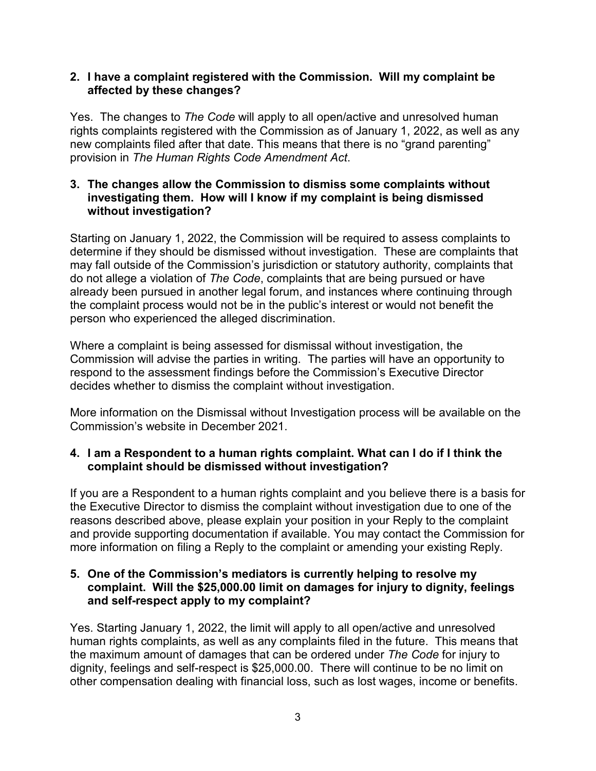**2. I have a complaint registered with the Commission. Will my complaint be affected by these changes?**

Yes. The changes to *The Code* will apply to all open/active and unresolved human rights complaints registered with the Commission as of January 1, 2022, as well as any new complaints filed after that date. This means that there is no "grand parenting" provision in *The Human Rights Code Amendment Act*.

**3. The changes allow the Commission to dismiss some complaints without investigating them. How will I know if my complaint is being dismissed without investigation?**

Starting on January 1, 2022, the Commission will be required to assess complaints to determine if they should be dismissed without investigation. These are complaints that may fall outside of the Commission's jurisdiction or statutory authority, complaints that do not allege a violation of *The Code*, complaints that are being pursued or have already been pursued in another legal forum, and instances where continuing through the complaint process would not be in the public's interest or would not benefit the person who experienced the alleged discrimination.

Where a complaint is being assessed for dismissal without investigation, the Commission will advise the parties in writing. The parties will have an opportunity to respond to the assessment findings before the Commission's Executive Director decides whether to dismiss the complaint without investigation.

More information on the Dismissal without Investigation process will be available on the Commission's website in December 2021.

**4. I am a Respondent to a human rights complaint. What can I do if I think the complaint should be dismissed without investigation?**

If you are a Respondent to a human rights complaint and you believe there is a basis for the Executive Director to dismiss the complaint without investigation due to one of the reasons described above, please explain your position in your Reply to the complaint and provide supporting documentation if available. You may contact the Commission for more information on filing a Reply to the complaint or amending your existing Reply.

**5. One of the Commission's mediators is currently helping to resolve my complaint. Will the $25,000.00 limit on damages for injury to dignity, feelings and self-respect apply to my complaint?**

Yes. Starting January 1, 2022, the limit will apply to all open/active and unresolved human rights complaints, as well as any complaints filed in the future. This means that the maximum amount of damages that can be ordered under *The Code* for injury to dignity, feelings and self-respect is $25,000.00. There will continue to be no limit on other compensation dealing with financial loss, such as lost wages, income or benefits.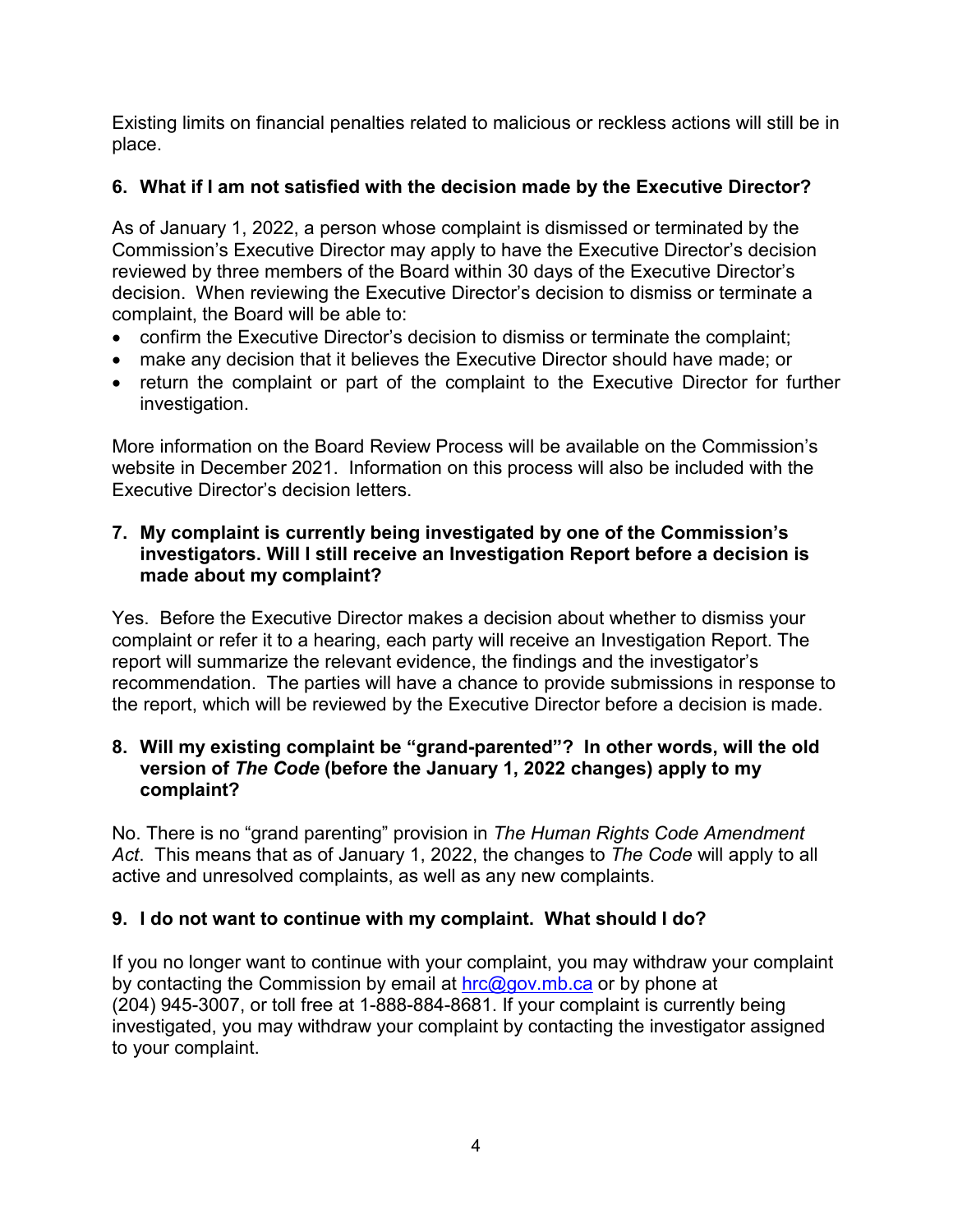Existing limits on financial penalties related to malicious or reckless actions will still be in place.

### 6. What if I am not satisfied with the decision made by the Executive Director?

As of January 1, 2022, a person whose complaint is dismissed or terminated by the Commission's Executive Director may apply to have the Executive Director's decision reviewed by three members of the Board within 30 days of the Executive Director's decision. When reviewing the Executive Director's decision to dismiss or terminate a complaint, the Board will be able to:

- confirm the Executive Director's decision to dismiss or terminate the complaint;
- make any decision that it believes the Executive Director should have made; or
- return the complaint or part of the complaint to the Executive Director for further investigation.

More information on the Board Review Process will be available on the Commission's website in December 2021. Information on this process will also be included with the Executive Director's decision letters.

### 7. My complaint is currently being investigated by one of the Commission's investigators. Will I still receive an Investigation Report before a decision is made about my complaint?

Yes. Before the Executive Director makes a decision about whether to dismiss your complaint or refer it to a hearing, each party will receive an Investigation Report. The report will summarize the relevant evidence, the findings and the investigator's recommendation. The parties will have a chance to provide submissions in response to the report, which will be reviewed by the Executive Director before a decision is made.

### 8. Will my existing complaint be "grand-parented"? In other words, will the old version of *The Code* (before the January 1, 2022 changes) apply to my complaint?

No. There is no "grand parenting" provision in *The Human Rights Code Amendment Act*. This means that as of January 1, 2022, the changes to *The Code* will apply to all active and unresolved complaints, as well as any new complaints.

### 9. I do not want to continue with my complaint. What should I do?

If you no longer want to continue with your complaint, you may withdraw your complaint by contacting the Commission by email at hrc@gov.mb.ca or by phone at (204) 945-3007, or toll free at 1-888-884-8681. If your complaint is currently being investigated, you may withdraw your complaint by contacting the investigator assigned to your complaint.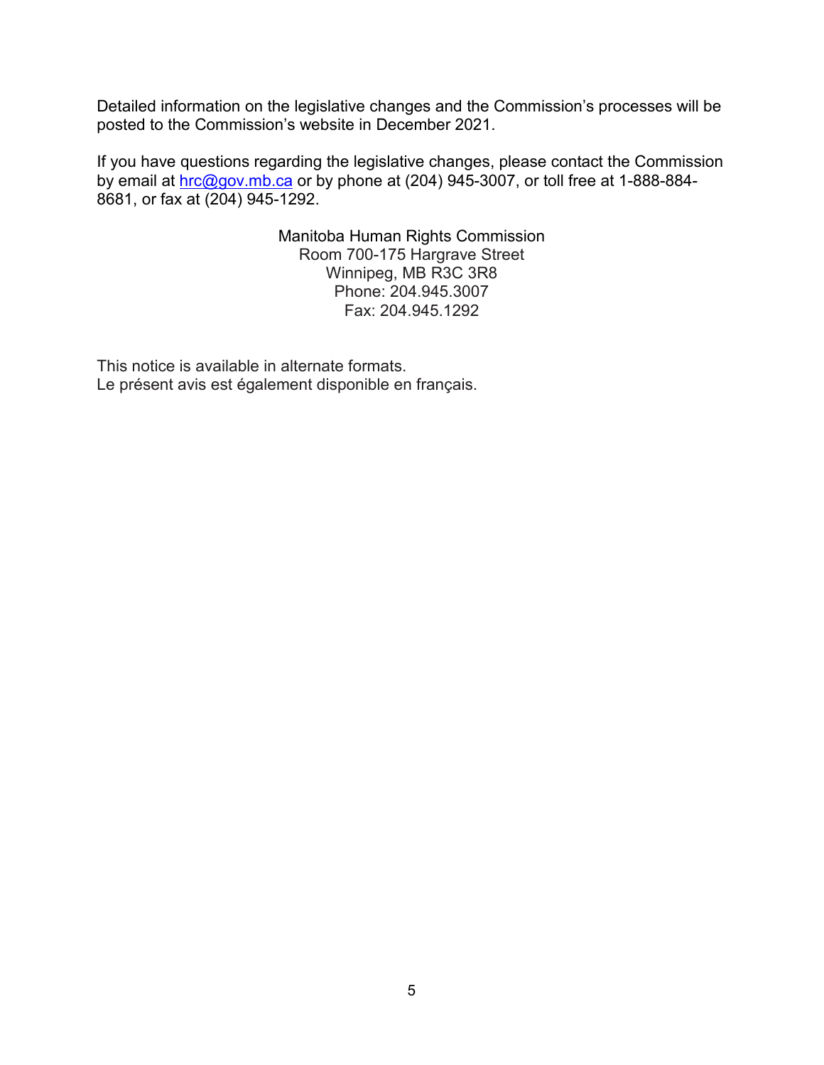Detailed information on the legislative changes and the Commission's processes will be posted to the Commission's website in December 2021.

If you have questions regarding the legislative changes, please contact the Commission by email at hrc@gov.mb.ca or by phone at (204) 945-3007, or toll free at 1-888-884-8681, or fax at (204) 945-1292.

Manitoba Human Rights Commission
Room 700-175 Hargrave Street
Winnipeg, MB R3C 3R8
Phone: 204.945.3007
Fax: 204.945.1292

This notice is available in alternate formats.
Le présent avis est également disponible en français.